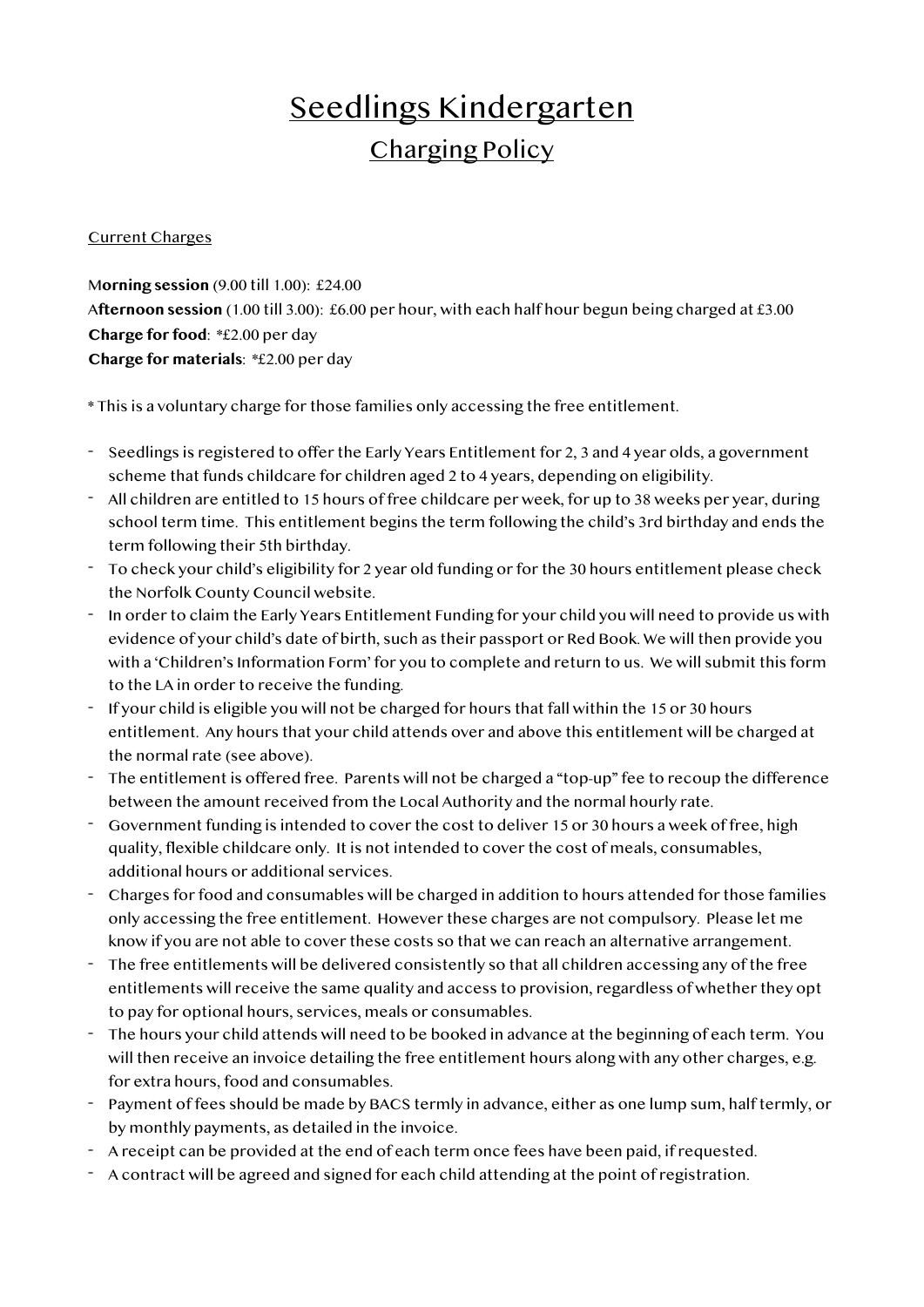# Seedlings Kindergarten

## Charging Policy

Current Charges

**Morning session** (9.00 till 1.00): £24.00
**Afternoon session** (1.00 till 3.00): £6.00 per hour, with each half hour begun being charged at £3.00
**Charge for food**: *£2.00 per day
**Charge for materials**: *£2.00 per day

* This is a voluntary charge for those families only accessing the free entitlement.

- Seedlings is registered to offer the Early Years Entitlement for 2, 3 and 4 year olds, a government scheme that funds childcare for children aged 2 to 4 years, depending on eligibility.
- All children are entitled to 15 hours of free childcare per week, for up to 38 weeks per year, during school term time. This entitlement begins the term following the child's 3rd birthday and ends the term following their 5th birthday.
- To check your child's eligibility for 2 year old funding or for the 30 hours entitlement please check the Norfolk County Council website.
- In order to claim the Early Years Entitlement Funding for your child you will need to provide us with evidence of your child's date of birth, such as their passport or Red Book. We will then provide you with a 'Children's Information Form' for you to complete and return to us. We will submit this form to the LA in order to receive the funding.
- If your child is eligible you will not be charged for hours that fall within the 15 or 30 hours entitlement. Any hours that your child attends over and above this entitlement will be charged at the normal rate (see above).
- The entitlement is offered free. Parents will not be charged a "top-up" fee to recoup the difference between the amount received from the Local Authority and the normal hourly rate.
- Government funding is intended to cover the cost to deliver 15 or 30 hours a week of free, high quality, flexible childcare only. It is not intended to cover the cost of meals, consumables, additional hours or additional services.
- Charges for food and consumables will be charged in addition to hours attended for those families only accessing the free entitlement. However these charges are not compulsory. Please let me know if you are not able to cover these costs so that we can reach an alternative arrangement.
- The free entitlements will be delivered consistently so that all children accessing any of the free entitlements will receive the same quality and access to provision, regardless of whether they opt to pay for optional hours, services, meals or consumables.
- The hours your child attends will need to be booked in advance at the beginning of each term. You will then receive an invoice detailing the free entitlement hours along with any other charges, e.g. for extra hours, food and consumables.
- Payment of fees should be made by BACS termly in advance, either as one lump sum, half termly, or by monthly payments, as detailed in the invoice.
- A receipt can be provided at the end of each term once fees have been paid, if requested.
- A contract will be agreed and signed for each child attending at the point of registration.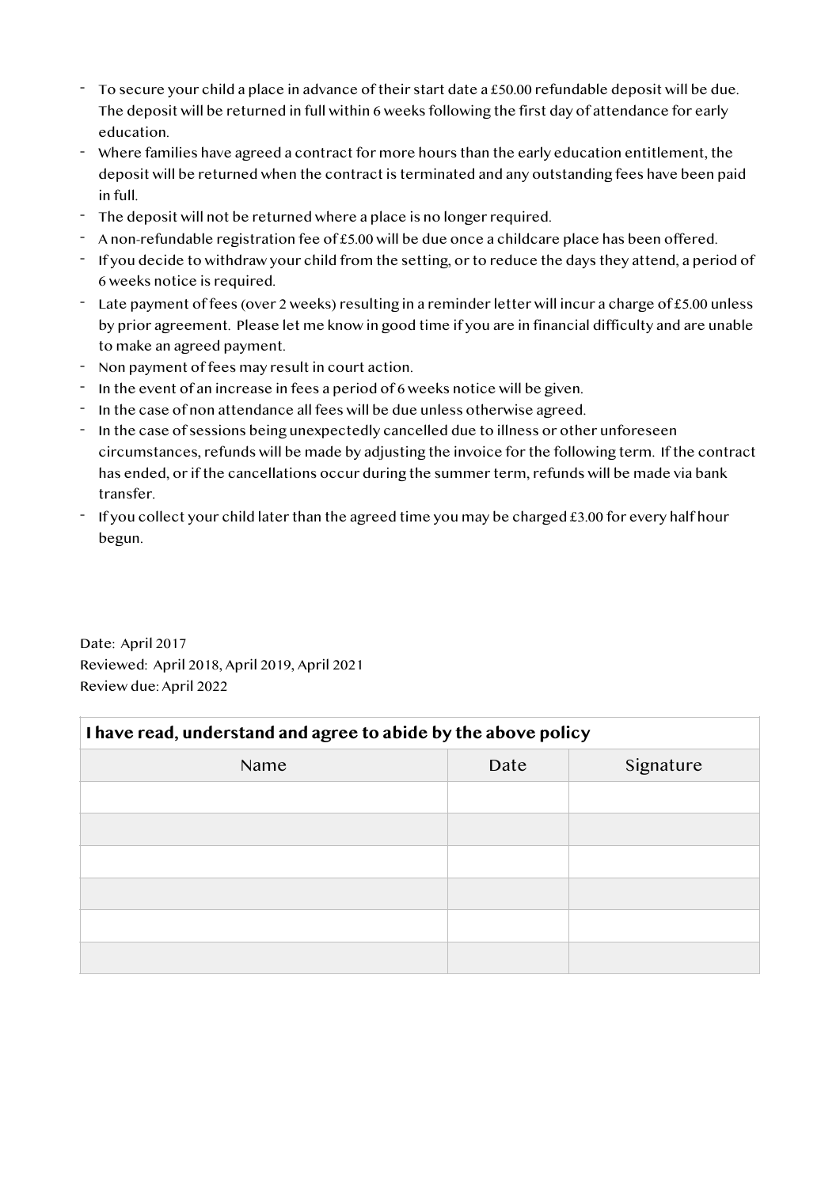- To secure your child a place in advance of their start date a £50.00 refundable deposit will be due. The deposit will be returned in full within 6 weeks following the first day of attendance for early education.
- Where families have agreed a contract for more hours than the early education entitlement, the deposit will be returned when the contract is terminated and any outstanding fees have been paid in full.
- The deposit will not be returned where a place is no longer required.
- A non-refundable registration fee of £5.00 will be due once a childcare place has been offered.
- If you decide to withdraw your child from the setting, or to reduce the days they attend, a period of 6 weeks notice is required.
- Late payment of fees (over 2 weeks) resulting in a reminder letter will incur a charge of £5.00 unless by prior agreement. Please let me know in good time if you are in financial difficulty and are unable to make an agreed payment.
- Non payment of fees may result in court action.
- In the event of an increase in fees a period of 6 weeks notice will be given.
- In the case of non attendance all fees will be due unless otherwise agreed.
- In the case of sessions being unexpectedly cancelled due to illness or other unforeseen circumstances, refunds will be made by adjusting the invoice for the following term. If the contract has ended, or if the cancellations occur during the summer term, refunds will be made via bank transfer.
- If you collect your child later than the agreed time you may be charged £3.00 for every half hour begun.

Date: April 2017
Reviewed: April 2018, April 2019, April 2021
Review due: April 2022

**I have read, understand and agree to abide by the above policy**

| Name | Date | Signature |
|---|---|---|
| | | |
| | | |
| | | |
| | | |
| | | |
| | | |